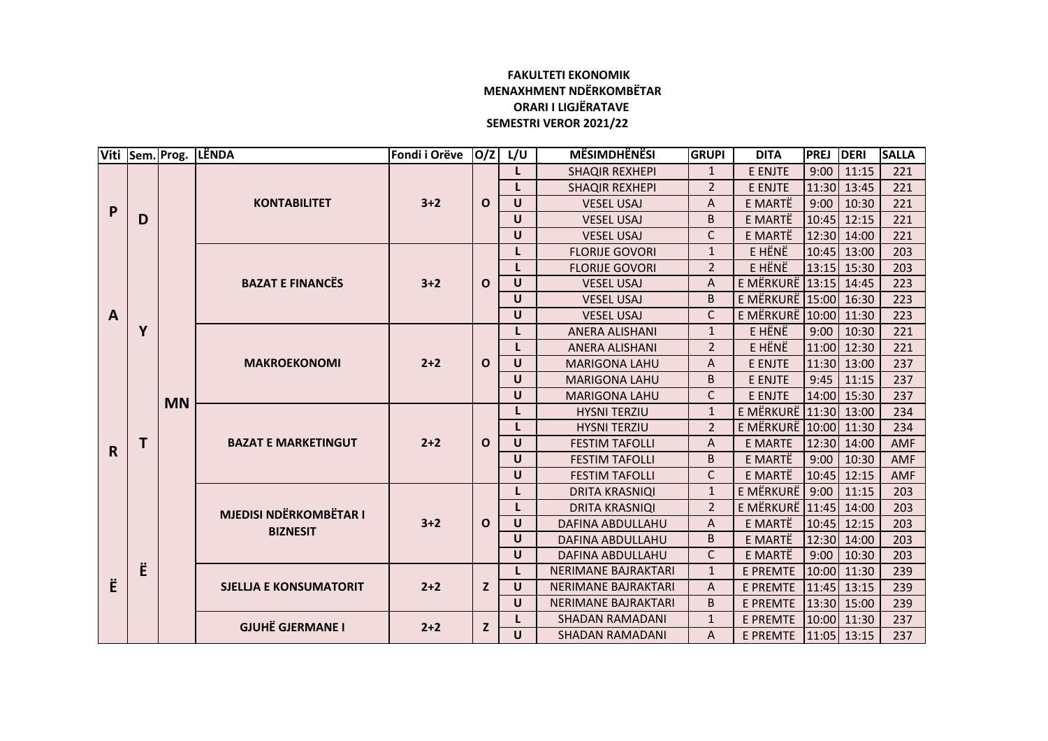**FAKULTETI EKONOMIK**
**MENAXHMENT NDËRKOMBËTAR**
**ORARI I LIGJËRATAVE**
**SEMESTRI VEROR 2021/22**

| Viti | Sem. | Prog. | LËNDA | Fondi i Orëve | O/Z | L/U | MËSIMDHËNËSI | GRUPI | DITA | PREJ | DERI | SALLA |
|---|---|---|---|---|---|---|---|---|---|---|---|---|
| PARË | DYTË | MN | KONTABILITET | 3+2 | O | L | SHAQIR REXHEPI | 1 | E ENJTE | 9:00 | 11:15 | 221 |
| | | | | | | L | SHAQIR REXHEPI | 2 | E ENJTE | 11:30 | 13:45 | 221 |
| | | | | | | U | VESEL USAJ | A | E MARTË | 9:00 | 10:30 | 221 |
| | | | | | | U | VESEL USAJ | B | E MARTË | 10:45 | 12:15 | 221 |
| | | | | | | U | VESEL USAJ | C | E MARTË | 12:30 | 14:00 | 221 |
| | | | BAZAT E FINANCËS | 3+2 | O | L | FLORIJE GOVORI | 1 | E HËNË | 10:45 | 13:00 | 203 |
| | | | | | | L | FLORIJE GOVORI | 2 | E HËNË | 13:15 | 15:30 | 203 |
| | | | | | | U | VESEL USAJ | A | E MËRKURË | 13:15 | 14:45 | 223 |
| | | | | | | U | VESEL USAJ | B | E MËRKURË | 15:00 | 16:30 | 223 |
| | | | | | | U | VESEL USAJ | C | E MËRKURË | 10:00 | 11:30 | 223 |
| | | | MAKROEKONOMI | 2+2 | O | L | ANERA ALISHANI | 1 | E HËNË | 9:00 | 10:30 | 221 |
| | | | | | | L | ANERA ALISHANI | 2 | E HËNË | 11:00 | 12:30 | 221 |
| | | | | | | U | MARIGONA LAHU | A | E ENJTE | 11:30 | 13:00 | 237 |
| | | | | | | U | MARIGONA LAHU | B | E ENJTE | 9:45 | 11:15 | 237 |
| | | | | | | U | MARIGONA LAHU | C | E ENJTE | 14:00 | 15:30 | 237 |
| | | | BAZAT E MARKETINGUT | 2+2 | O | L | HYSNI TERZIU | 1 | E MËRKURË | 11:30 | 13:00 | 234 |
| | | | | | | L | HYSNI TERZIU | 2 | E MËRKURË | 10:00 | 11:30 | 234 |
| | | | | | | U | FESTIM TAFOLLI | A | E MARTE | 12:30 | 14:00 | AMF |
| | | | | | | U | FESTIM TAFOLLI | B | E MARTË | 9:00 | 10:30 | AMF |
| | | | | | | U | FESTIM TAFOLLI | C | E MARTË | 10:45 | 12:15 | AMF |
| | | | MJEDISI NDËRKOMBËTAR I BIZNESIT | 3+2 | O | L | DRITA KRASNIQI | 1 | E MËRKURË | 9:00 | 11:15 | 203 |
| | | | | | | L | DRITA KRASNIQI | 2 | E MËRKURË | 11:45 | 14:00 | 203 |
| | | | | | | U | DAFINA ABDULLAHU | A | E MARTË | 10:45 | 12:15 | 203 |
| | | | | | | U | DAFINA ABDULLAHU | B | E MARTË | 12:30 | 14:00 | 203 |
| | | | | | | U | DAFINA ABDULLAHU | C | E MARTË | 9:00 | 10:30 | 203 |
| | | | SJELLJA E KONSUMATORIT | 2+2 | Z | L | NERIMANE BAJRAKTARI | 1 | E PREMTE | 10:00 | 11:30 | 239 |
| | | | | | | U | NERIMANE BAJRAKTARI | A | E PREMTE | 11:45 | 13:15 | 239 |
| | | | | | | U | NERIMANE BAJRAKTARI | B | E PREMTE | 13:30 | 15:00 | 239 |
| | | | GJUHË GJERMANE I | 2+2 | Z | L | SHADAN RAMADANI | 1 | E PREMTE | 10:00 | 11:30 | 237 |
| | | | | | | U | SHADAN RAMADANI | A | E PREMTE | 11:05 | 13:15 | 237 |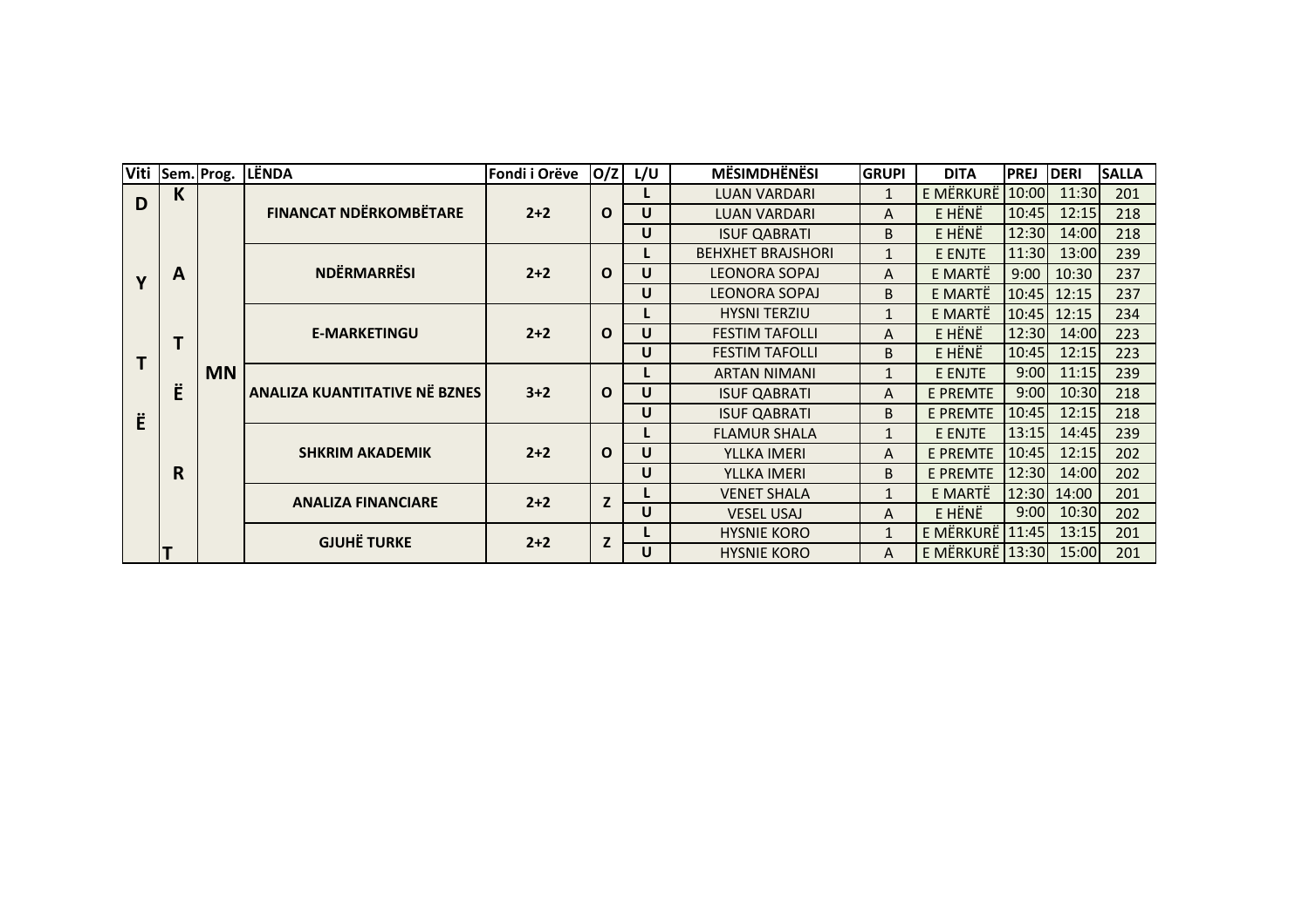| Viti | Sem. | Prog. | LËNDA | Fondi i Orëve | O/Z | L/U | MËSIMDHËNËSI | GRUPI | DITA | PREJ | DERI | SALLA |
|---|---|---|---|---|---|---|---|---|---|---|---|---|
| DYTË | KATËRT | MN | FINANCAT NDËRKOMBËTARE | 2+2 | O | L | LUAN VARDARI | 1 | E MËRKURË | 10:00 | 11:30 | 201 |
| | | | | | | U | LUAN VARDARI | A | E HËNË | 10:45 | 12:15 | 218 |
| | | | | | | U | ISUF QABRATI | B | E HËNË | 12:30 | 14:00 | 218 |
| | | | NDËRMARRËSI | 2+2 | O | L | BEHXHET BRAJSHORI | 1 | E ENJTE | 11:30 | 13:00 | 239 |
| | | | | | | U | LEONORA SOPAJ | A | E MARTË | 9:00 | 10:30 | 237 |
| | | | | | | U | LEONORA SOPAJ | B | E MARTË | 10:45 | 12:15 | 237 |
| | | | E-MARKETINGU | 2+2 | O | L | HYSNI TERZIU | 1 | E MARTË | 10:45 | 12:15 | 234 |
| | | | | | | U | FESTIM TAFOLLI | A | E HËNË | 12:30 | 14:00 | 223 |
| | | | | | | U | FESTIM TAFOLLI | B | E HËNË | 10:45 | 12:15 | 223 |
| | | | ANALIZA KUANTITATIVE NË BZNES | 3+2 | O | L | ARTAN NIMANI | 1 | E ENJTE | 9:00 | 11:15 | 239 |
| | | | | | | U | ISUF QABRATI | A | E PREMTE | 9:00 | 10:30 | 218 |
| | | | | | | U | ISUF QABRATI | B | E PREMTE | 10:45 | 12:15 | 218 |
| | | | SHKRIM AKADEMIK | 2+2 | O | L | FLAMUR SHALA | 1 | E ENJTE | 13:15 | 14:45 | 239 |
| | | | | | | U | YLLKA IMERI | A | E PREMTE | 10:45 | 12:15 | 202 |
| | | | | | | U | YLLKA IMERI | B | E PREMTE | 12:30 | 14:00 | 202 |
| | | | ANALIZA FINANCIARE | 2+2 | Z | L | VENET SHALA | 1 | E MARTË | 12:30 | 14:00 | 201 |
| | | | | | | U | VESEL USAJ | A | E HËNË | 9:00 | 10:30 | 202 |
| | | | GJUHË TURKE | 2+2 | Z | L | HYSNIE KORO | 1 | E MËRKURË | 11:45 | 13:15 | 201 |
| | | | | | | U | HYSNIE KORO | A | E MËRKURË | 13:30 | 15:00 | 201 |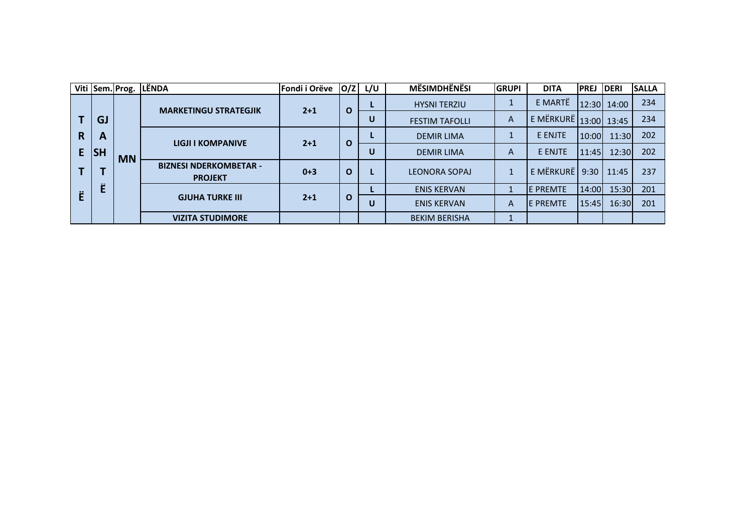| Viti | Sem. | Prog. | LËNDA | Fondi i Orëve | O/Z | L/U | MËSIMDHËNËSI | GRUPI | DITA | PREJ | DERI | SALLA |
|---|---|---|---|---|---|---|---|---|---|---|---|---|
| TRETË | GJASHTË | MN | MARKETINGU STRATEGJIK | 2+1 | O | L | HYSNI TERZIU | 1 | E MARTË | 12:30 | 14:00 | 234 |
| | | | | | | U | FESTIM TAFOLLI | A | E MËRKURË | 13:00 | 13:45 | 234 |
| | | | LIGJI I KOMPANIVE | 2+1 | O | L | DEMIR LIMA | 1 | E ENJTE | 10:00 | 11:30 | 202 |
| | | | | | | U | DEMIR LIMA | A | E ENJTE | 11:45 | 12:30 | 202 |
| | | | BIZNESI NDERKOMBETAR - PROJEKT | 0+3 | O | L | LEONORA SOPAJ | 1 | E MËRKURË | 9:30 | 11:45 | 237 |
| | | | GJUHA TURKE III | 2+1 | O | L | ENIS KERVAN | 1 | E PREMTE | 14:00 | 15:30 | 201 |
| | | | | | | U | ENIS KERVAN | A | E PREMTE | 15:45 | 16:30 | 201 |
| | | | VIZITA STUDIMORE | | | | BEKIM BERISHA | 1 | | | | |